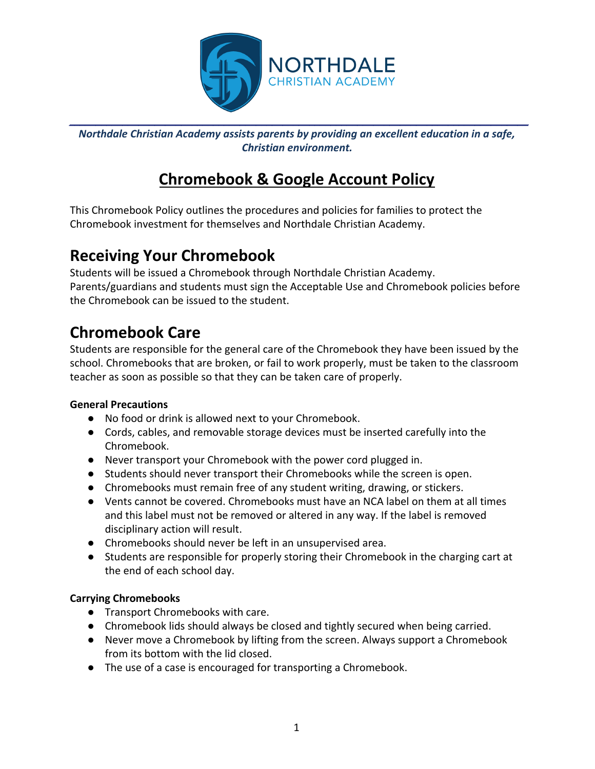NORTHDALE
CHRISTIAN ACADEMY

***Northdale Christian Academy assists parents by providing an excellent education in a safe, Christian environment.***

# Chromebook & Google Account Policy

This Chromebook Policy outlines the procedures and policies for families to protect the Chromebook investment for themselves and Northdale Christian Academy.

## Receiving Your Chromebook

Students will be issued a Chromebook through Northdale Christian Academy. Parents/guardians and students must sign the Acceptable Use and Chromebook policies before the Chromebook can be issued to the student.

## Chromebook Care

Students are responsible for the general care of the Chromebook they have been issued by the school. Chromebooks that are broken, or fail to work properly, must be taken to the classroom teacher as soon as possible so that they can be taken care of properly.

**General Precautions**

- No food or drink is allowed next to your Chromebook.
- Cords, cables, and removable storage devices must be inserted carefully into the Chromebook.
- Never transport your Chromebook with the power cord plugged in.
- Students should never transport their Chromebooks while the screen is open.
- Chromebooks must remain free of any student writing, drawing, or stickers.
- Vents cannot be covered. Chromebooks must have an NCA label on them at all times and this label must not be removed or altered in any way. If the label is removed disciplinary action will result.
- Chromebooks should never be left in an unsupervised area.
- Students are responsible for properly storing their Chromebook in the charging cart at the end of each school day.

**Carrying Chromebooks**

- Transport Chromebooks with care.
- Chromebook lids should always be closed and tightly secured when being carried.
- Never move a Chromebook by lifting from the screen. Always support a Chromebook from its bottom with the lid closed.
- The use of a case is encouraged for transporting a Chromebook.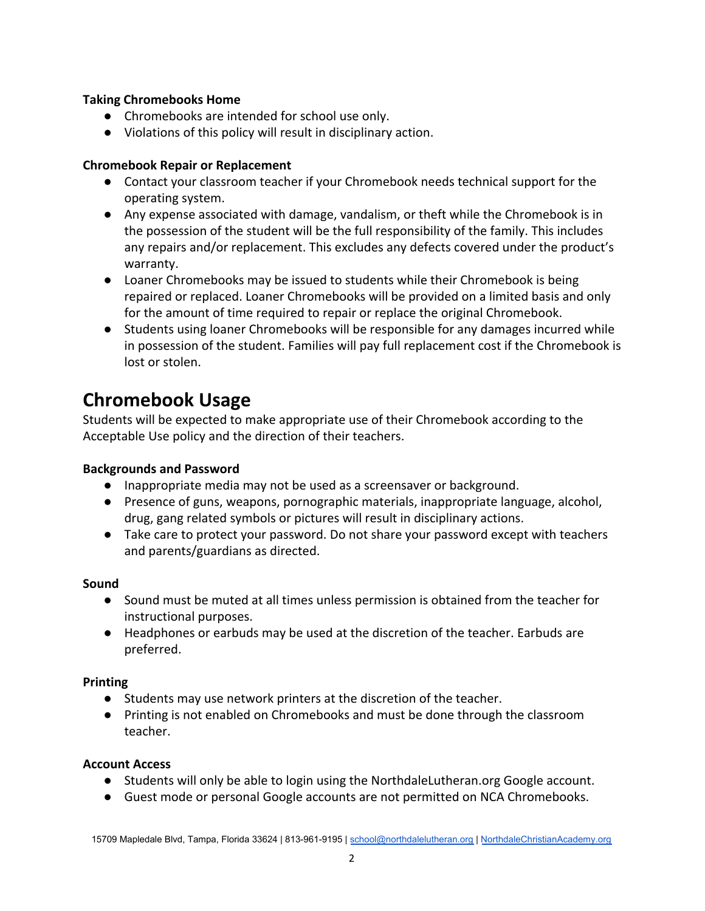**Taking Chromebooks Home**

- Chromebooks are intended for school use only.
- Violations of this policy will result in disciplinary action.

**Chromebook Repair or Replacement**

- Contact your classroom teacher if your Chromebook needs technical support for the operating system.
- Any expense associated with damage, vandalism, or theft while the Chromebook is in the possession of the student will be the full responsibility of the family. This includes any repairs and/or replacement. This excludes any defects covered under the product's warranty.
- Loaner Chromebooks may be issued to students while their Chromebook is being repaired or replaced. Loaner Chromebooks will be provided on a limited basis and only for the amount of time required to repair or replace the original Chromebook.
- Students using loaner Chromebooks will be responsible for any damages incurred while in possession of the student. Families will pay full replacement cost if the Chromebook is lost or stolen.

# Chromebook Usage

Students will be expected to make appropriate use of their Chromebook according to the Acceptable Use policy and the direction of their teachers.

**Backgrounds and Password**

- Inappropriate media may not be used as a screensaver or background.
- Presence of guns, weapons, pornographic materials, inappropriate language, alcohol, drug, gang related symbols or pictures will result in disciplinary actions.
- Take care to protect your password. Do not share your password except with teachers and parents/guardians as directed.

**Sound**

- Sound must be muted at all times unless permission is obtained from the teacher for instructional purposes.
- Headphones or earbuds may be used at the discretion of the teacher. Earbuds are preferred.

**Printing**

- Students may use network printers at the discretion of the teacher.
- Printing is not enabled on Chromebooks and must be done through the classroom teacher.

**Account Access**

- Students will only be able to login using the NorthdaleLutheran.org Google account.
- Guest mode or personal Google accounts are not permitted on NCA Chromebooks.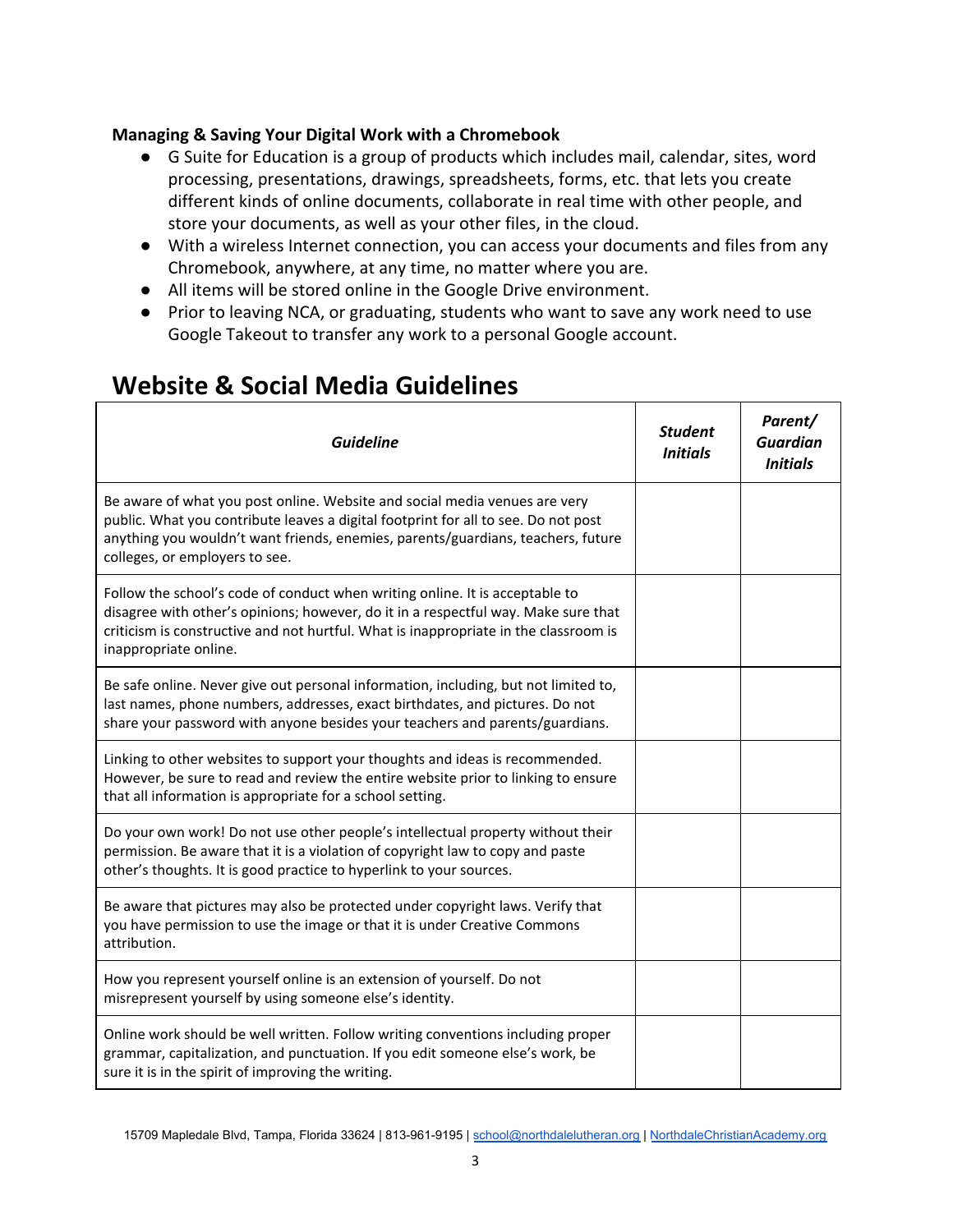**Managing & Saving Your Digital Work with a Chromebook**

- G Suite for Education is a group of products which includes mail, calendar, sites, word processing, presentations, drawings, spreadsheets, forms, etc. that lets you create different kinds of online documents, collaborate in real time with other people, and store your documents, as well as your other files, in the cloud.
- With a wireless Internet connection, you can access your documents and files from any Chromebook, anywhere, at any time, no matter where you are.
- All items will be stored online in the Google Drive environment.
- Prior to leaving NCA, or graduating, students who want to save any work need to use Google Takeout to transfer any work to a personal Google account.

# Website & Social Media Guidelines

| *Guideline* | *Student Initials* | *Parent/ Guardian Initials* |
| --- | --- | --- |
| Be aware of what you post online. Website and social media venues are very public. What you contribute leaves a digital footprint for all to see. Do not post anything you wouldn't want friends, enemies, parents/guardians, teachers, future colleges, or employers to see. | | |
| Follow the school's code of conduct when writing online. It is acceptable to disagree with other's opinions; however, do it in a respectful way. Make sure that criticism is constructive and not hurtful. What is inappropriate in the classroom is inappropriate online. | | |
| Be safe online. Never give out personal information, including, but not limited to, last names, phone numbers, addresses, exact birthdates, and pictures. Do not share your password with anyone besides your teachers and parents/guardians. | | |
| Linking to other websites to support your thoughts and ideas is recommended. However, be sure to read and review the entire website prior to linking to ensure that all information is appropriate for a school setting. | | |
| Do your own work! Do not use other people's intellectual property without their permission. Be aware that it is a violation of copyright law to copy and paste other's thoughts. It is good practice to hyperlink to your sources. | | |
| Be aware that pictures may also be protected under copyright laws. Verify that you have permission to use the image or that it is under Creative Commons attribution. | | |
| How you represent yourself online is an extension of yourself. Do not misrepresent yourself by using someone else's identity. | | |
| Online work should be well written. Follow writing conventions including proper grammar, capitalization, and punctuation. If you edit someone else's work, be sure it is in the spirit of improving the writing. | | |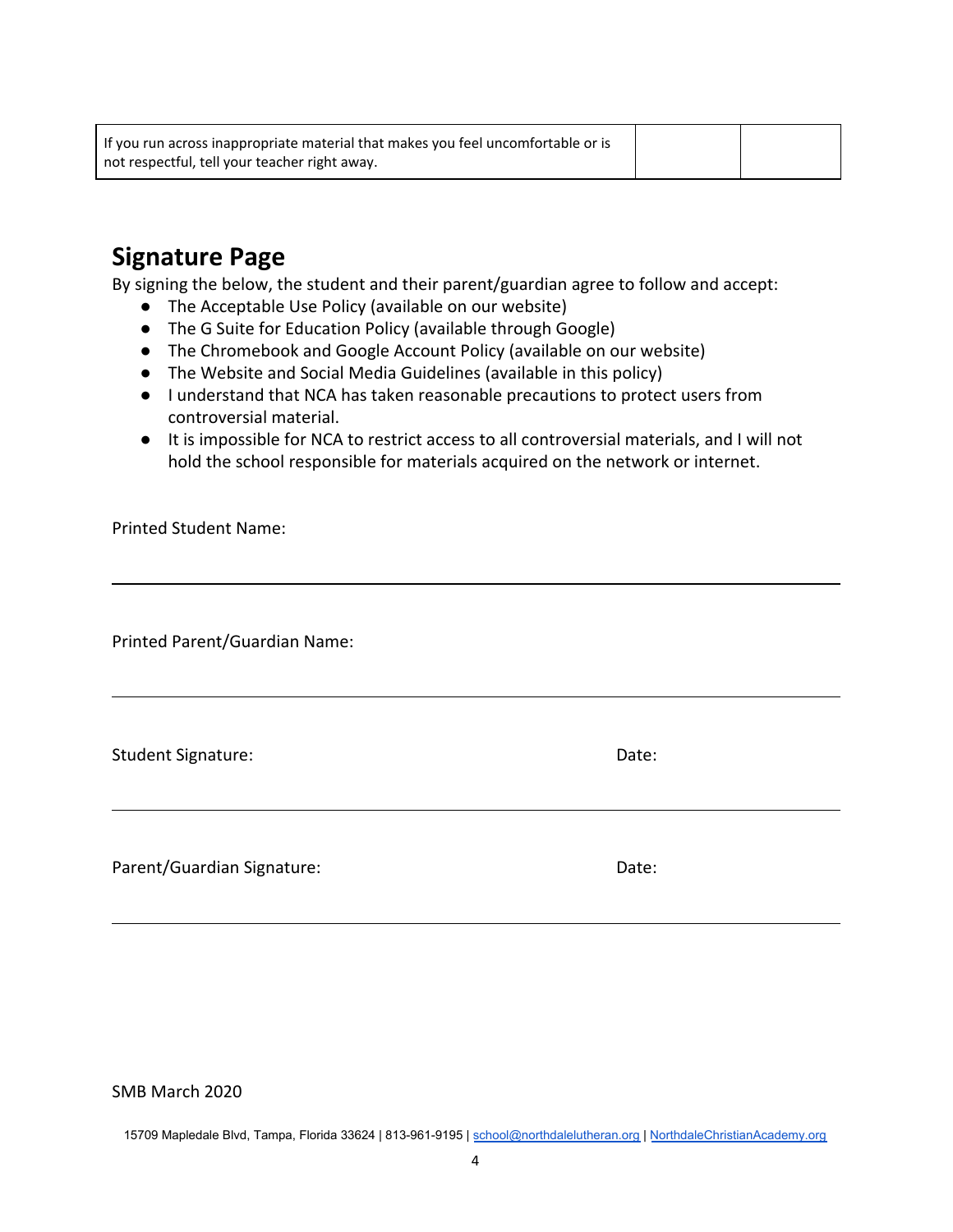| | | |
|---|---|---|
| If you run across inappropriate material that makes you feel uncomfortable or is not respectful, tell your teacher right away. | | |

## Signature Page

By signing the below, the student and their parent/guardian agree to follow and accept:

- The Acceptable Use Policy (available on our website)
- The G Suite for Education Policy (available through Google)
- The Chromebook and Google Account Policy (available on our website)
- The Website and Social Media Guidelines (available in this policy)
- I understand that NCA has taken reasonable precautions to protect users from controversial material.
- It is impossible for NCA to restrict access to all controversial materials, and I will not hold the school responsible for materials acquired on the network or internet.

Printed Student Name:

_______________________________________________

Printed Parent/Guardian Name:

_______________________________________________

Student Signature: Date:

_______________________________________________

Parent/Guardian Signature: Date:

_______________________________________________

SMB March 2020

15709 Mapledale Blvd, Tampa, Florida 33624 | 813-961-9195 | school@northdalelutheran.org | NorthdaleChristianAcademy.org